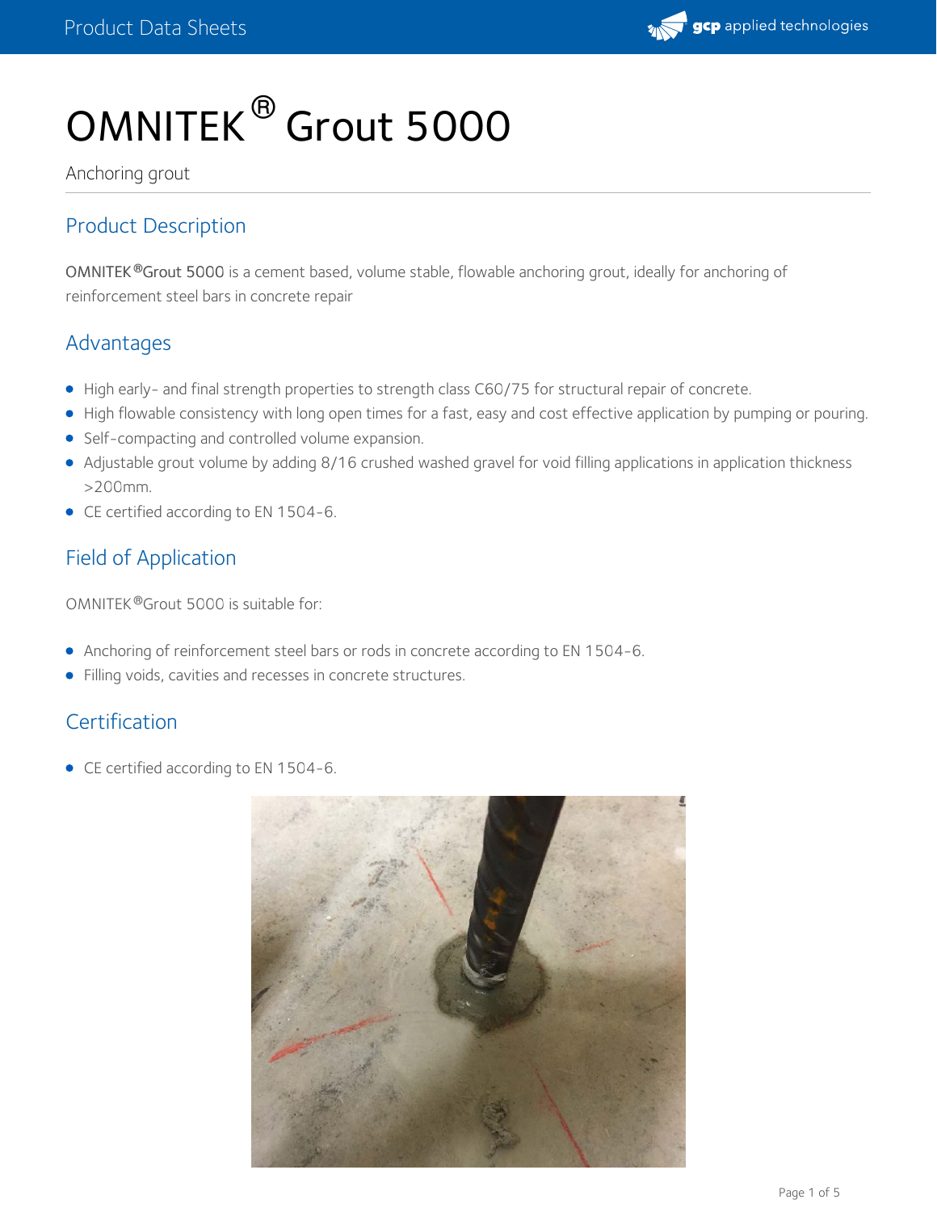# OMNITEK® Grout 5000

Anchoring grout

## Product Description

OMNITEK®Grout 5000 is a cement based, volume stable, flowable anchoring grout, ideally for anchoring of reinforcement steel bars in concrete repair

## Advantages

- High early- and final strength properties to strength class C60/75 for structural repair of concrete.
- High flowable consistency with long open times for a fast, easy and cost effective application by pumping or pouring.
- Self-compacting and controlled volume expansion.
- Adjustable grout volume by adding 8/16 crushed washed gravel for void filling applications in application thickness >200mm.
- CE certified according to EN 1504-6.

## Field of Application

OMNITEK®Grout 5000 is suitable for:

- Anchoring of reinforcement steel bars or rods in concrete according to EN 1504-6.
- Filling voids, cavities and recesses in concrete structures.

## Certification

- CE certified according to EN 1504-6.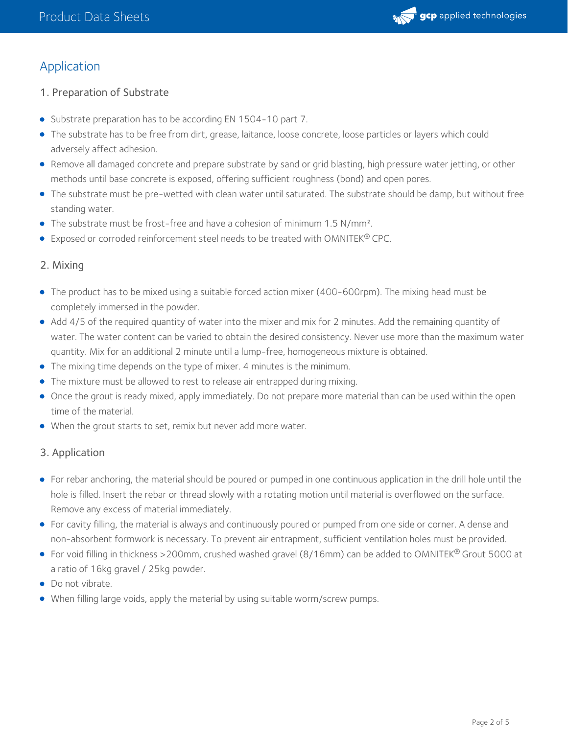## Application

### 1. Preparation of Substrate

- Substrate preparation has to be according EN 1504-10 part 7.
- The substrate has to be free from dirt, grease, laitance, loose concrete, loose particles or layers which could adversely affect adhesion.
- Remove all damaged concrete and prepare substrate by sand or grid blasting, high pressure water jetting, or other methods until base concrete is exposed, offering sufficient roughness (bond) and open pores.
- The substrate must be pre-wetted with clean water until saturated. The substrate should be damp, but without free standing water.
- The substrate must be frost-free and have a cohesion of minimum 1.5 $N/mm^2$.
- Exposed or corroded reinforcement steel needs to be treated with OMNITEK® CPC.

### 2. Mixing

- The product has to be mixed using a suitable forced action mixer (400-600rpm). The mixing head must be completely immersed in the powder.
- Add 4/5 of the required quantity of water into the mixer and mix for 2 minutes. Add the remaining quantity of water. The water content can be varied to obtain the desired consistency. Never use more than the maximum water quantity. Mix for an additional 2 minute until a lump-free, homogeneous mixture is obtained.
- The mixing time depends on the type of mixer. 4 minutes is the minimum.
- The mixture must be allowed to rest to release air entrapped during mixing.
- Once the grout is ready mixed, apply immediately. Do not prepare more material than can be used within the open time of the material.
- When the grout starts to set, remix but never add more water.

### 3. Application

- For rebar anchoring, the material should be poured or pumped in one continuous application in the drill hole until the hole is filled. Insert the rebar or thread slowly with a rotating motion until material is overflowed on the surface. Remove any excess of material immediately.
- For cavity filling, the material is always and continuously poured or pumped from one side or corner. A dense and non-absorbent formwork is necessary. To prevent air entrapment, sufficient ventilation holes must be provided.
- For void filling in thickness >200mm, crushed washed gravel (8/16mm) can be added to OMNITEK® Grout 5000 at a ratio of 16kg gravel / 25kg powder.
- Do not vibrate.
- When filling large voids, apply the material by using suitable worm/screw pumps.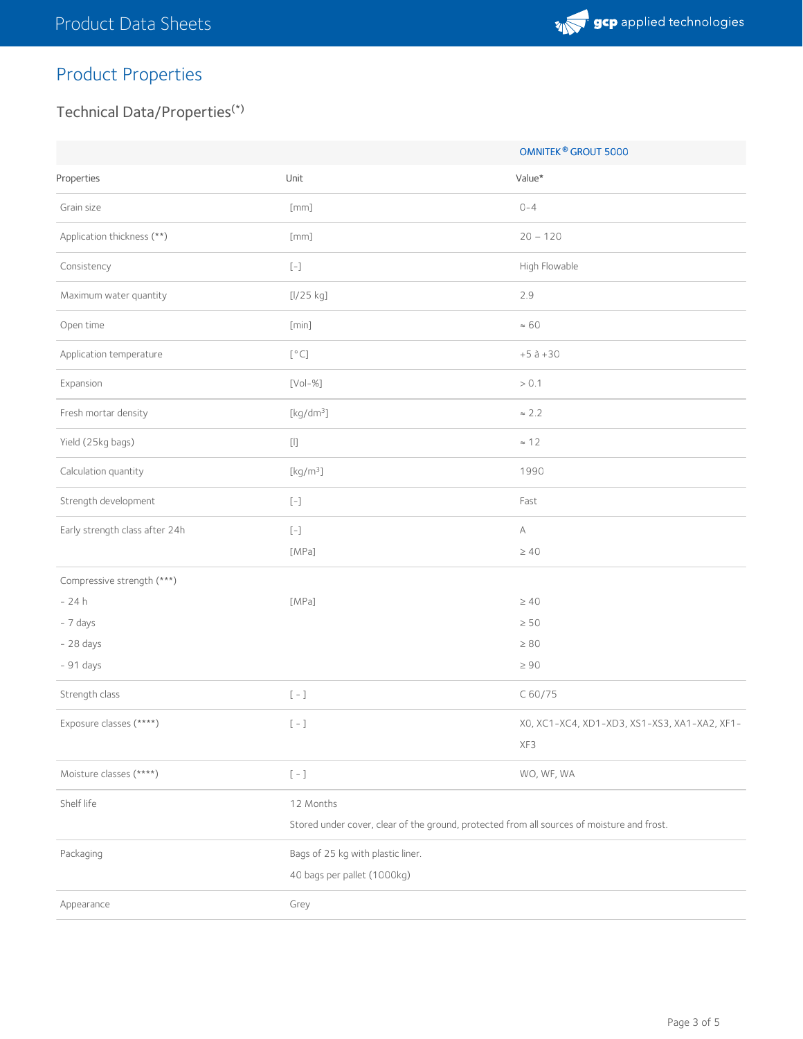## Product Properties

### Technical Data/Properties(*)

| | | OMNITEK® GROUT 5000 |
|---|---|---|
| Properties | Unit | Value* |
| Grain size | [mm] | 0-4 |
| Application thickness (**) | [mm] | 20 – 120 |
| Consistency | [-] | High Flowable |
| Maximum water quantity | [l/25 kg] | 2.9 |
| Open time | [min] | ≈ 60 |
| Application temperature | [°C] | +5 à +30 |
| Expansion | [Vol-%] | > 0.1 |
| Fresh mortar density | [kg/dm³] | ≈ 2.2 |
| Yield (25kg bags) | [l] | ≈ 12 |
| Calculation quantity | [kg/m³] | 1990 |
| Strength development | [-] | Fast |
| Early strength class after 24h | [-]<br>[MPa] | A<br>≥ 40 |
| Compressive strength (***)<br>- 24 h<br>- 7 days<br>- 28 days<br>- 91 days | [MPa] | ≥ 40<br>≥ 50<br>≥ 80<br>≥ 90 |
| Strength class | [ - ] | C 60/75 |
| Exposure classes (****) | [ - ] | X0, XC1-XC4, XD1-XD3, XS1-XS3, XA1-XA2, XF1-XF3 |
| Moisture classes (****) | [ - ] | WO, WF, WA |
| Shelf life | 12 Months<br>Stored under cover, clear of the ground, protected from all sources of moisture and frost. | |
| Packaging | Bags of 25 kg with plastic liner.<br>40 bags per pallet (1000kg) | |
| Appearance | Grey | |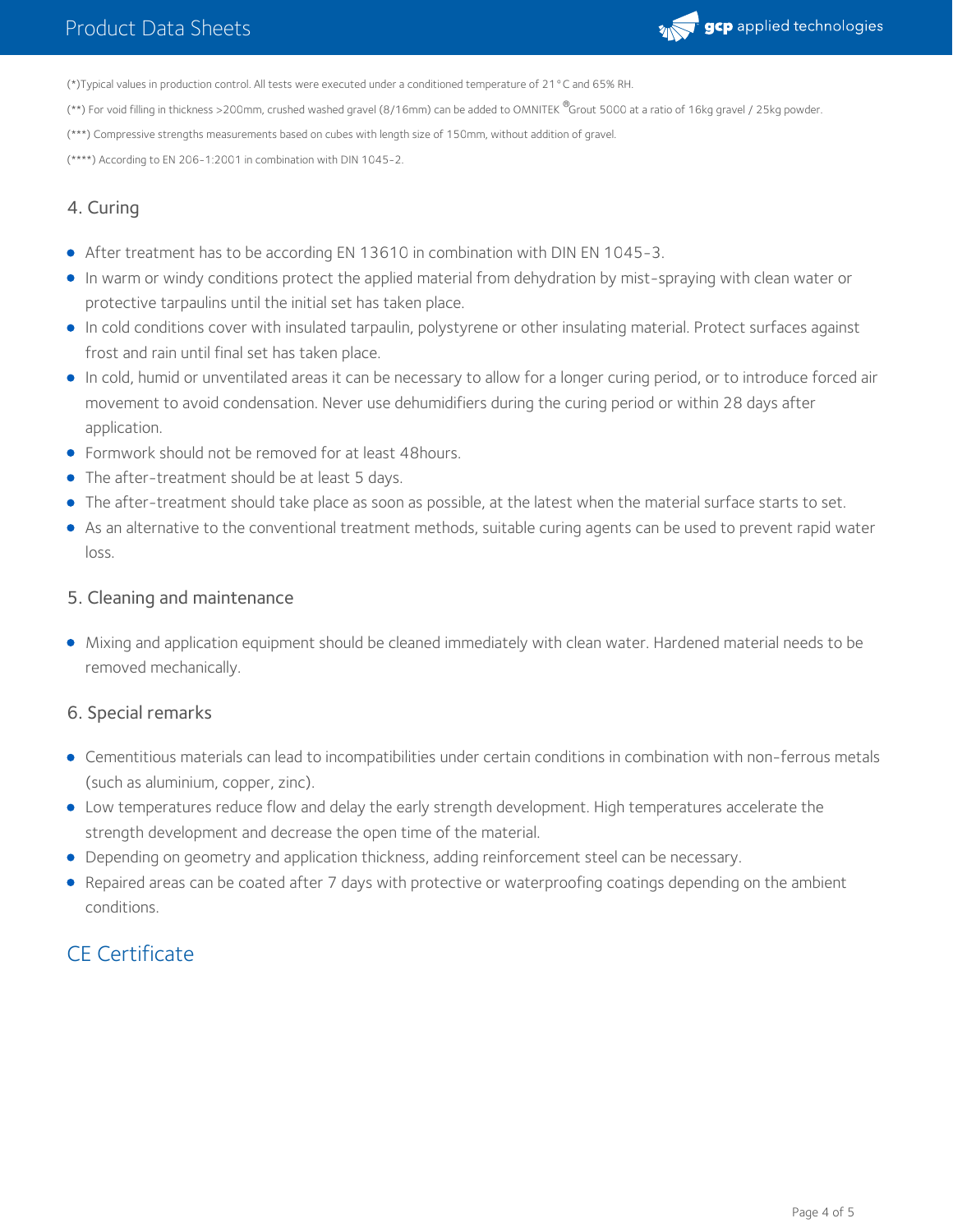(*)Typical values in production control. All tests were executed under a conditioned temperature of 21°C and 65% RH.

(**) For void filling in thickness >200mm, crushed washed gravel (8/16mm) can be added to OMNITEK®Grout 5000 at a ratio of 16kg gravel / 25kg powder.

(***) Compressive strengths measurements based on cubes with length size of 150mm, without addition of gravel.

(****) According to EN 206-1:2001 in combination with DIN 1045-2.

## 4. Curing

- After treatment has to be according EN 13610 in combination with DIN EN 1045-3.
- In warm or windy conditions protect the applied material from dehydration by mist-spraying with clean water or protective tarpaulins until the initial set has taken place.
- In cold conditions cover with insulated tarpaulin, polystyrene or other insulating material. Protect surfaces against frost and rain until final set has taken place.
- In cold, humid or unventilated areas it can be necessary to allow for a longer curing period, or to introduce forced air movement to avoid condensation. Never use dehumidifiers during the curing period or within 28 days after application.
- Formwork should not be removed for at least 48hours.
- The after-treatment should be at least 5 days.
- The after-treatment should take place as soon as possible, at the latest when the material surface starts to set.
- As an alternative to the conventional treatment methods, suitable curing agents can be used to prevent rapid water loss.

## 5. Cleaning and maintenance

- Mixing and application equipment should be cleaned immediately with clean water. Hardened material needs to be removed mechanically.

## 6. Special remarks

- Cementitious materials can lead to incompatibilities under certain conditions in combination with non-ferrous metals (such as aluminium, copper, zinc).
- Low temperatures reduce flow and delay the early strength development. High temperatures accelerate the strength development and decrease the open time of the material.
- Depending on geometry and application thickness, adding reinforcement steel can be necessary.
- Repaired areas can be coated after 7 days with protective or waterproofing coatings depending on the ambient conditions.

# CE Certificate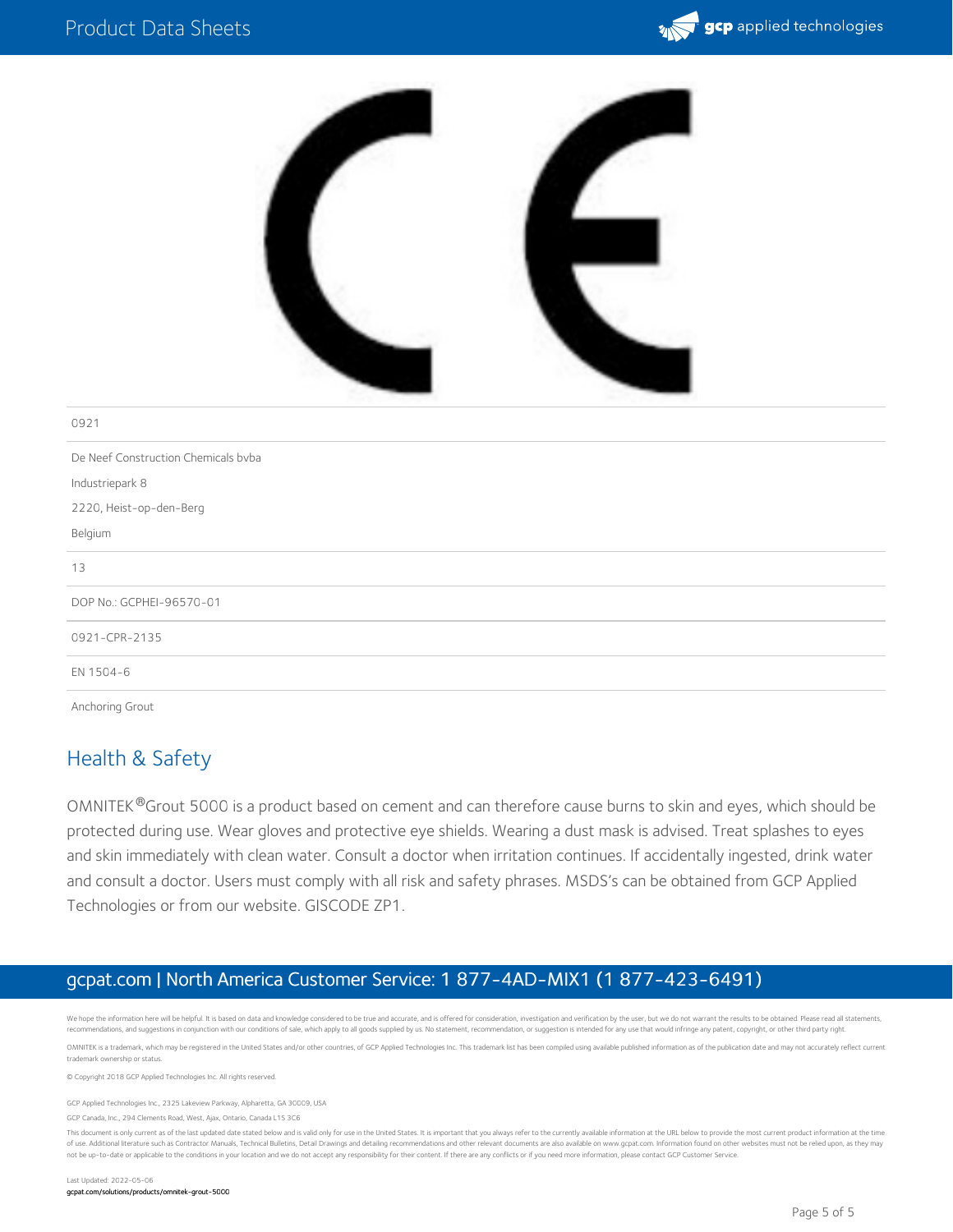| |
|---|
| 0921 |
| De Neef Construction Chemicals bvba<br>Industriepark 8<br>2220, Heist-op-den-Berg<br>Belgium |
| 13 |
| DOP No.: GCPHEI-96570-01 |
| 0921-CPR-2135 |
| EN 1504-6 |
| Anchoring Grout |

## Health & Safety

OMNITEK®Grout 5000 is a product based on cement and can therefore cause burns to skin and eyes, which should be protected during use. Wear gloves and protective eye shields. Wearing a dust mask is advised. Treat splashes to eyes and skin immediately with clean water. Consult a doctor when irritation continues. If accidentally ingested, drink water and consult a doctor. Users must comply with all risk and safety phrases. MSDS's can be obtained from GCP Applied Technologies or from our website. GISCODE ZP1.

gcpat.com | North America Customer Service: 1 877-4AD-MIX1 (1 877-423-6491)

We hope the information here will be helpful. It is based on data and knowledge considered to be true and accurate, and is offered for consideration, investigation and verification by the user, but we do not warrant the results to be obtained. Please read all statements, recommendations, and suggestions in conjunction with our conditions of sale, which apply to all goods supplied by us. No statement, recommendation, or suggestion is intended for any use that would infringe any patent, copyright, or other third party right.

OMNITEK is a trademark, which may be registered in the United States and/or other countries, of GCP Applied Technologies Inc. This trademark list has been compiled using available published information as of the publication date and may not accurately reflect current trademark ownership or status.

© Copyright 2018 GCP Applied Technologies Inc. All rights reserved.

GCP Applied Technologies Inc., 2325 Lakeview Parkway, Alpharetta, GA 30009, USA

GCP Canada, Inc., 294 Clements Road, West, Ajax, Ontario, Canada L1S 3C6

This document is only current as of the last updated date stated below and is valid only for use in the United States. It is important that you always refer to the currently available information at the URL below to provide the most current product information at the time of use. Additional literature such as Contractor Manuals, Technical Bulletins, Detail Drawings and detailing recommendations and other relevant documents are also available on www.gcpat.com. Information found on other websites must not be relied upon, as they may not be up-to-date or applicable to the conditions in your location and we do not accept any responsibility for their content. If there are any conflicts or if you need more information, please contact GCP Customer Service.

Last Updated: 2022-05-06

gcpat.com/solutions/products/omnitek-grout-5000